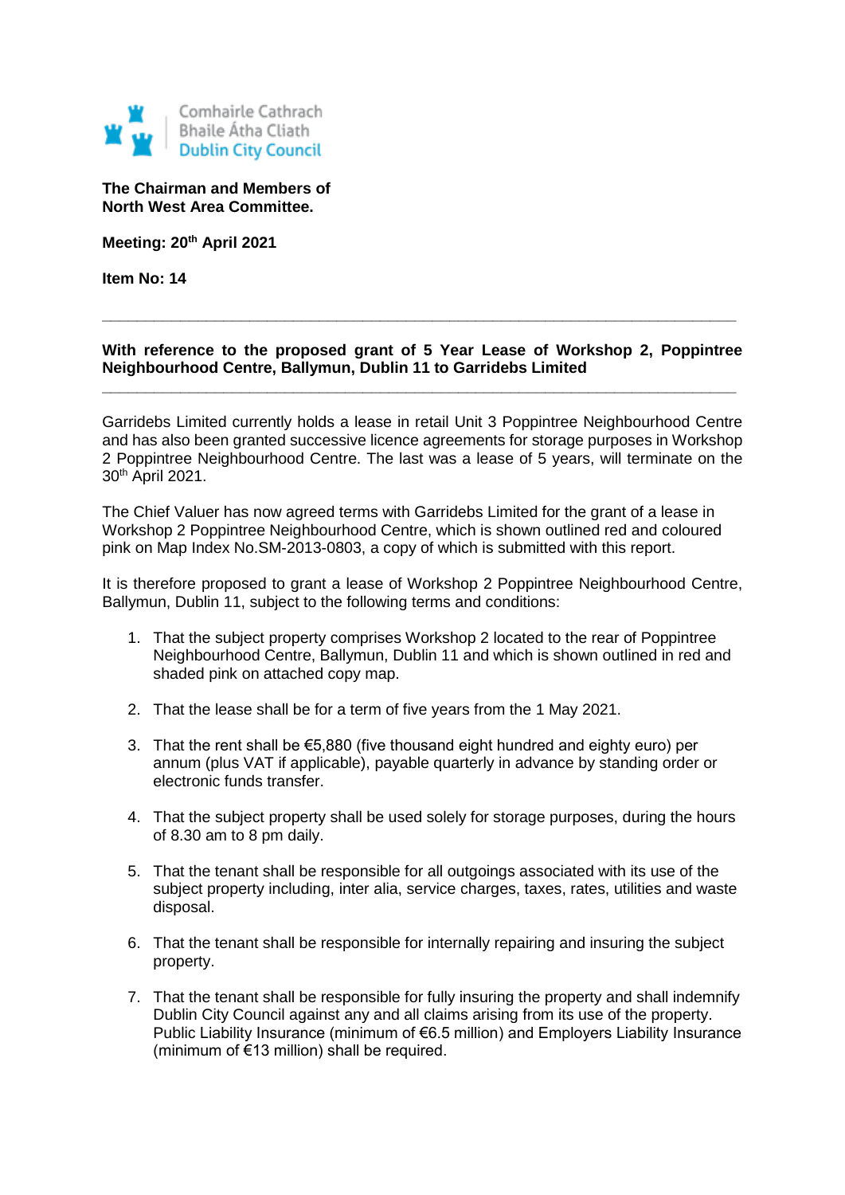Comhairle Cathrach
Bhaile Átha Cliath
Dublin City Council

**The Chairman and Members of North West Area Committee.**

**Meeting: 20th April 2021**

**Item No: 14**

---

**With reference to the proposed grant of 5 Year Lease of Workshop 2, Poppintree Neighbourhood Centre, Ballymun, Dublin 11 to Garridebs Limited**

---

Garridebs Limited currently holds a lease in retail Unit 3 Poppintree Neighbourhood Centre and has also been granted successive licence agreements for storage purposes in Workshop 2 Poppintree Neighbourhood Centre. The last was a lease of 5 years, will terminate on the 30th April 2021.

The Chief Valuer has now agreed terms with Garridebs Limited for the grant of a lease in Workshop 2 Poppintree Neighbourhood Centre, which is shown outlined red and coloured pink on Map Index No.SM-2013-0803, a copy of which is submitted with this report.

It is therefore proposed to grant a lease of Workshop 2 Poppintree Neighbourhood Centre, Ballymun, Dublin 11, subject to the following terms and conditions:

1. That the subject property comprises Workshop 2 located to the rear of Poppintree Neighbourhood Centre, Ballymun, Dublin 11 and which is shown outlined in red and shaded pink on attached copy map.

2. That the lease shall be for a term of five years from the 1 May 2021.

3. That the rent shall be €5,880 (five thousand eight hundred and eighty euro) per annum (plus VAT if applicable), payable quarterly in advance by standing order or electronic funds transfer.

4. That the subject property shall be used solely for storage purposes, during the hours of 8.30 am to 8 pm daily.

5. That the tenant shall be responsible for all outgoings associated with its use of the subject property including, inter alia, service charges, taxes, rates, utilities and waste disposal.

6. That the tenant shall be responsible for internally repairing and insuring the subject property.

7. That the tenant shall be responsible for fully insuring the property and shall indemnify Dublin City Council against any and all claims arising from its use of the property. Public Liability Insurance (minimum of €6.5 million) and Employers Liability Insurance (minimum of €13 million) shall be required.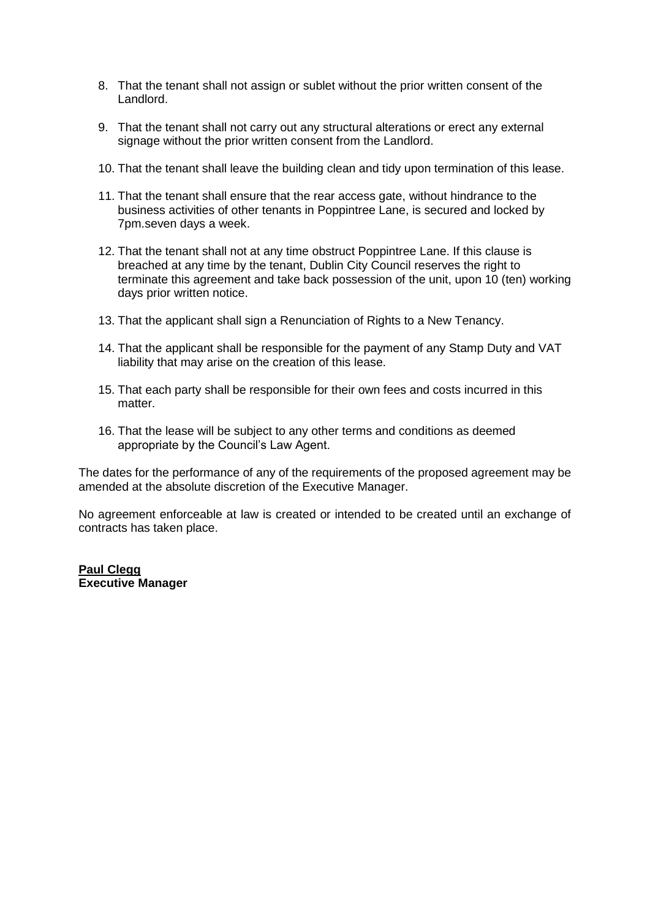8. That the tenant shall not assign or sublet without the prior written consent of the Landlord.

9. That the tenant shall not carry out any structural alterations or erect any external signage without the prior written consent from the Landlord.

10. That the tenant shall leave the building clean and tidy upon termination of this lease.

11. That the tenant shall ensure that the rear access gate, without hindrance to the business activities of other tenants in Poppintree Lane, is secured and locked by 7pm.seven days a week.

12. That the tenant shall not at any time obstruct Poppintree Lane. If this clause is breached at any time by the tenant, Dublin City Council reserves the right to terminate this agreement and take back possession of the unit, upon 10 (ten) working days prior written notice.

13. That the applicant shall sign a Renunciation of Rights to a New Tenancy.

14. That the applicant shall be responsible for the payment of any Stamp Duty and VAT liability that may arise on the creation of this lease.

15. That each party shall be responsible for their own fees and costs incurred in this matter.

16. That the lease will be subject to any other terms and conditions as deemed appropriate by the Council's Law Agent.

The dates for the performance of any of the requirements of the proposed agreement may be amended at the absolute discretion of the Executive Manager.

No agreement enforceable at law is created or intended to be created until an exchange of contracts has taken place.

**Paul Clegg**
**Executive Manager**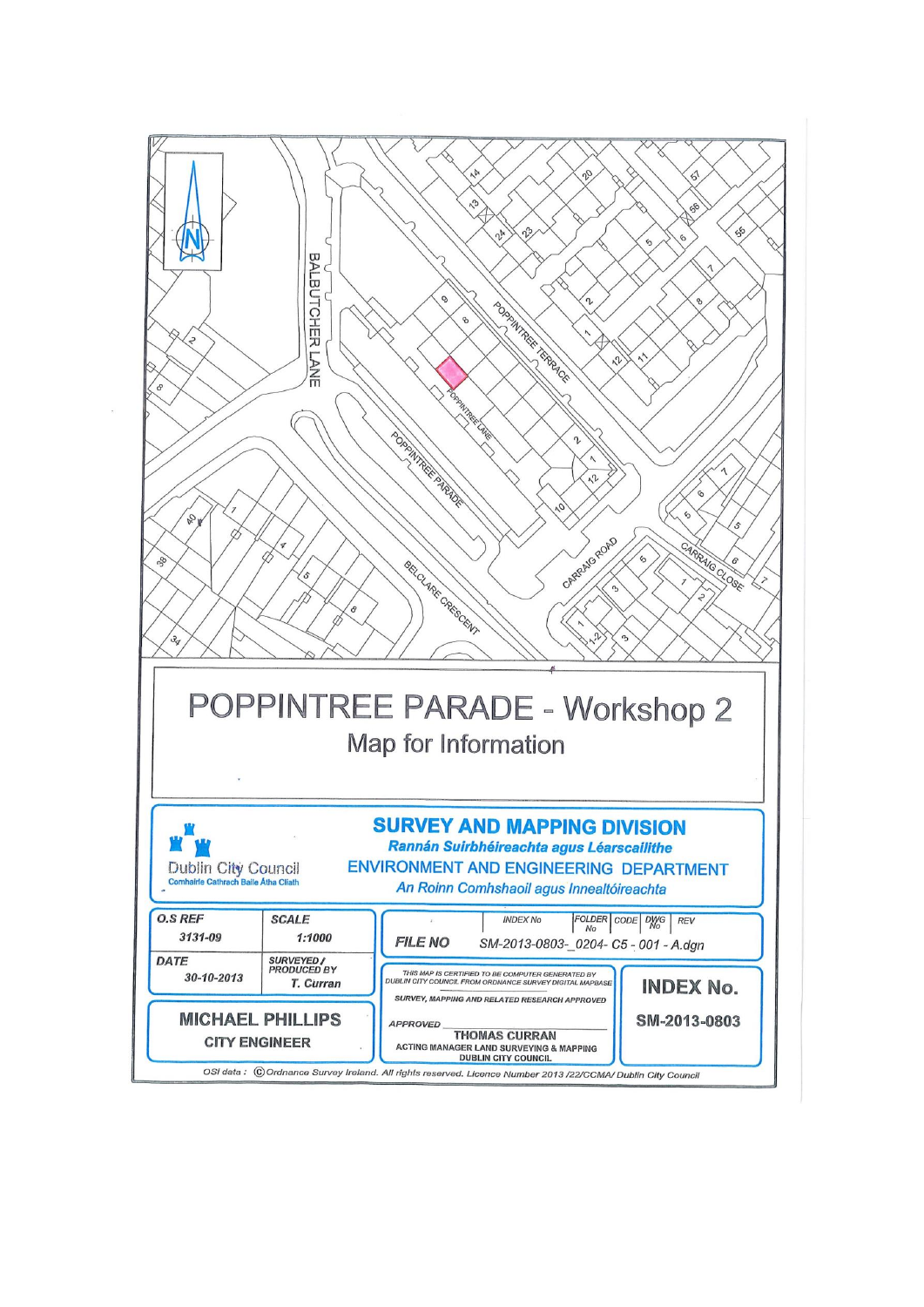BALBUTCHER LANE

POPPINTREE TERRACE

POPPINTREE LANE

POPPINTREE PARADE

BELCLARE CRESCENT

CARRAIG ROAD

CARRAIG CLOSE

# POPPINTREE PARADE - Workshop 2

## Map for Information

Dublin City Council
Comhairle Cathrach Baile Átha Cliath

**SURVEY AND MAPPING DIVISION**

*Rannán Suirbhéireachta agus Léarscailithe*

ENVIRONMENT AND ENGINEERING DEPARTMENT

*An Roinn Comhshaoil agus Innealtóireachta*

| O.S REF | SCALE |
|---|---|
| 3131-09 | 1:1000 |
| **DATE** | **SURVEYED / PRODUCED BY** |
| 30-10-2013 | T. Curran |

**MICHAEL PHILLIPS**
**CITY ENGINEER**

| | INDEX No | FOLDER No | CODE | DWG No | REV |
|---|---|---|---|---|---|
| FILE NO | SM-2013-0803- | _0204- | C5 - | 001 - | A.dgn |

THIS MAP IS CERTIFIED TO BE COMPUTER GENERATED BY DUBLIN CITY COUNCIL FROM ORDNANCE SURVEY DIGITAL MAPBASE

SURVEY, MAPPING AND RELATED RESEARCH APPROVED

APPROVED
THOMAS CURRAN
ACTING MANAGER LAND SURVEYING & MAPPING
DUBLIN CITY COUNCIL

**INDEX No.**
**SM-2013-0803**

OSI data : © Ordnance Survey Ireland. All rights reserved. Licence Number 2013 /22/CCMA/ Dublin City Council